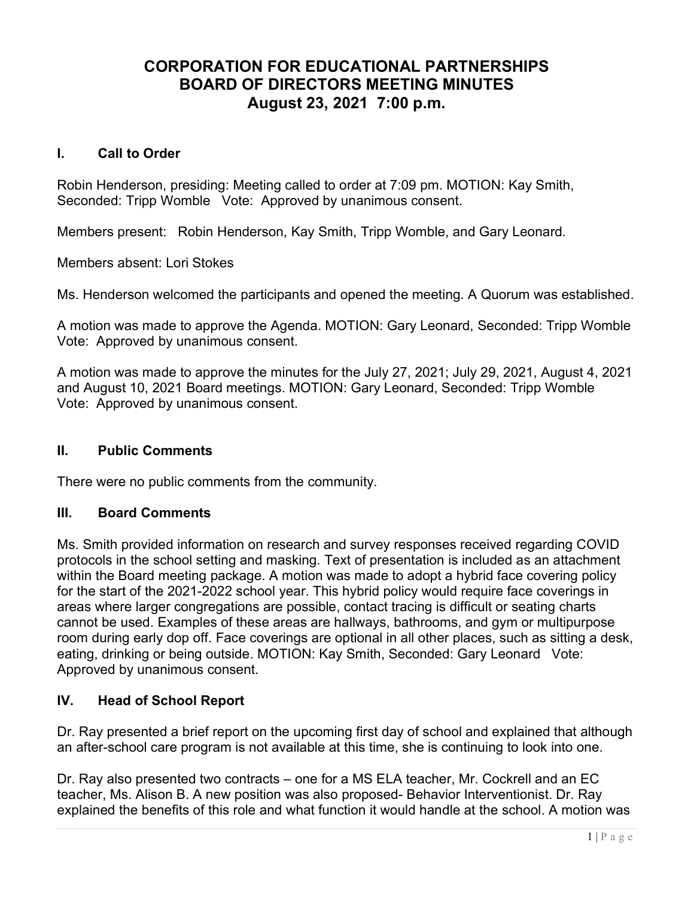# CORPORATION FOR EDUCATIONAL PARTNERSHIPS
# BOARD OF DIRECTORS MEETING MINUTES
# August 23, 2021 7:00 p.m.

## I. Call to Order

Robin Henderson, presiding: Meeting called to order at 7:09 pm. MOTION: Kay Smith, Seconded: Tripp Womble Vote: Approved by unanimous consent.

Members present: Robin Henderson, Kay Smith, Tripp Womble, and Gary Leonard.

Members absent: Lori Stokes

Ms. Henderson welcomed the participants and opened the meeting. A Quorum was established.

A motion was made to approve the Agenda. MOTION: Gary Leonard, Seconded: Tripp Womble Vote: Approved by unanimous consent.

A motion was made to approve the minutes for the July 27, 2021; July 29, 2021, August 4, 2021 and August 10, 2021 Board meetings. MOTION: Gary Leonard, Seconded: Tripp Womble Vote: Approved by unanimous consent.

## II. Public Comments

There were no public comments from the community.

## III. Board Comments

Ms. Smith provided information on research and survey responses received regarding COVID protocols in the school setting and masking. Text of presentation is included as an attachment within the Board meeting package. A motion was made to adopt a hybrid face covering policy for the start of the 2021-2022 school year. This hybrid policy would require face coverings in areas where larger congregations are possible, contact tracing is difficult or seating charts cannot be used. Examples of these areas are hallways, bathrooms, and gym or multipurpose room during early dop off. Face coverings are optional in all other places, such as sitting a desk, eating, drinking or being outside. MOTION: Kay Smith, Seconded: Gary Leonard Vote: Approved by unanimous consent.

## IV. Head of School Report

Dr. Ray presented a brief report on the upcoming first day of school and explained that although an after-school care program is not available at this time, she is continuing to look into one.

Dr. Ray also presented two contracts – one for a MS ELA teacher, Mr. Cockrell and an EC teacher, Ms. Alison B. A new position was also proposed- Behavior Interventionist. Dr. Ray explained the benefits of this role and what function it would handle at the school. A motion was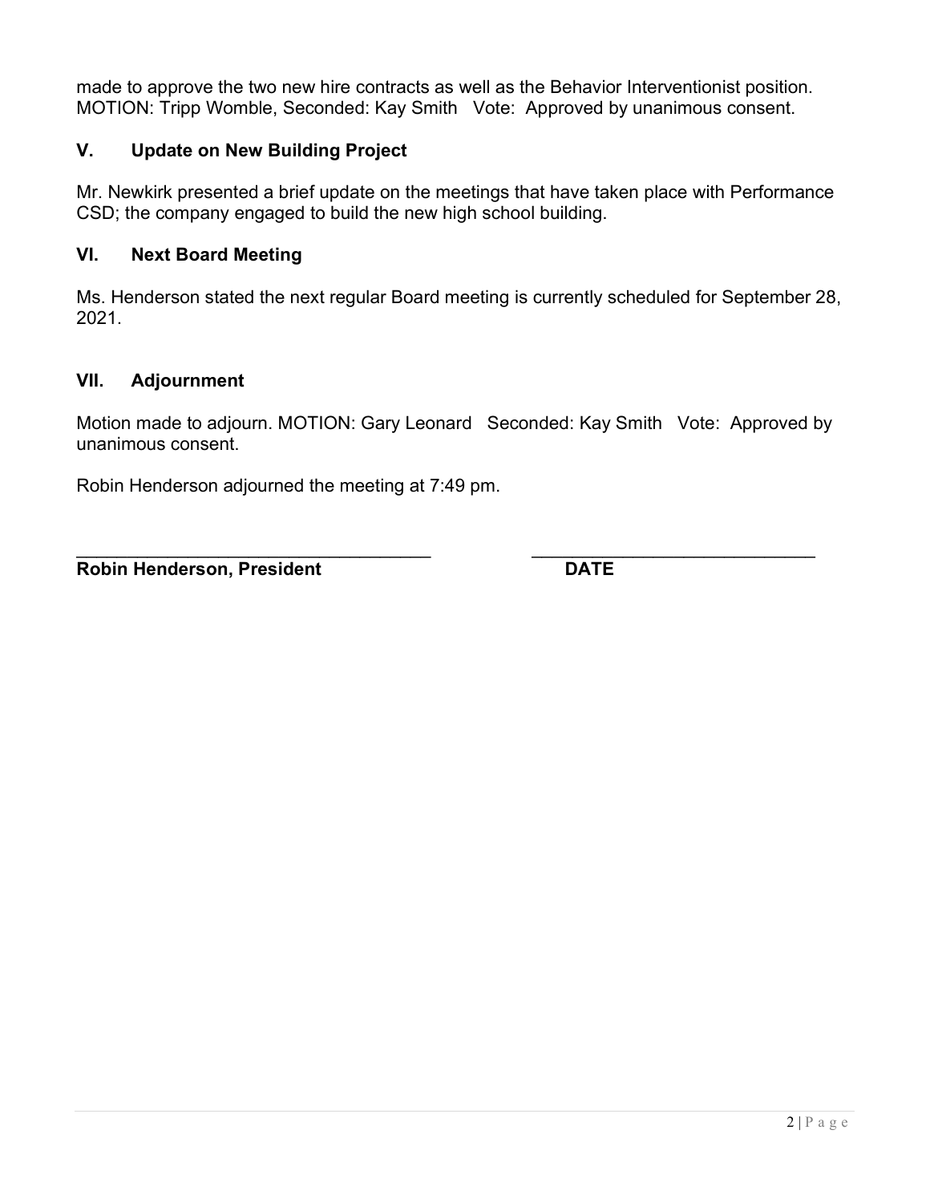made to approve the two new hire contracts as well as the Behavior Interventionist position. MOTION: Tripp Womble, Seconded: Kay Smith Vote: Approved by unanimous consent.

## V. Update on New Building Project

Mr. Newkirk presented a brief update on the meetings that have taken place with Performance CSD; the company engaged to build the new high school building.

## VI. Next Board Meeting

Ms. Henderson stated the next regular Board meeting is currently scheduled for September 28, 2021.

## VII. Adjournment

Motion made to adjourn. MOTION: Gary Leonard Seconded: Kay Smith Vote: Approved by unanimous consent.

Robin Henderson adjourned the meeting at 7:49 pm.

____________________________________ ____________________________

**Robin Henderson, President** **DATE**